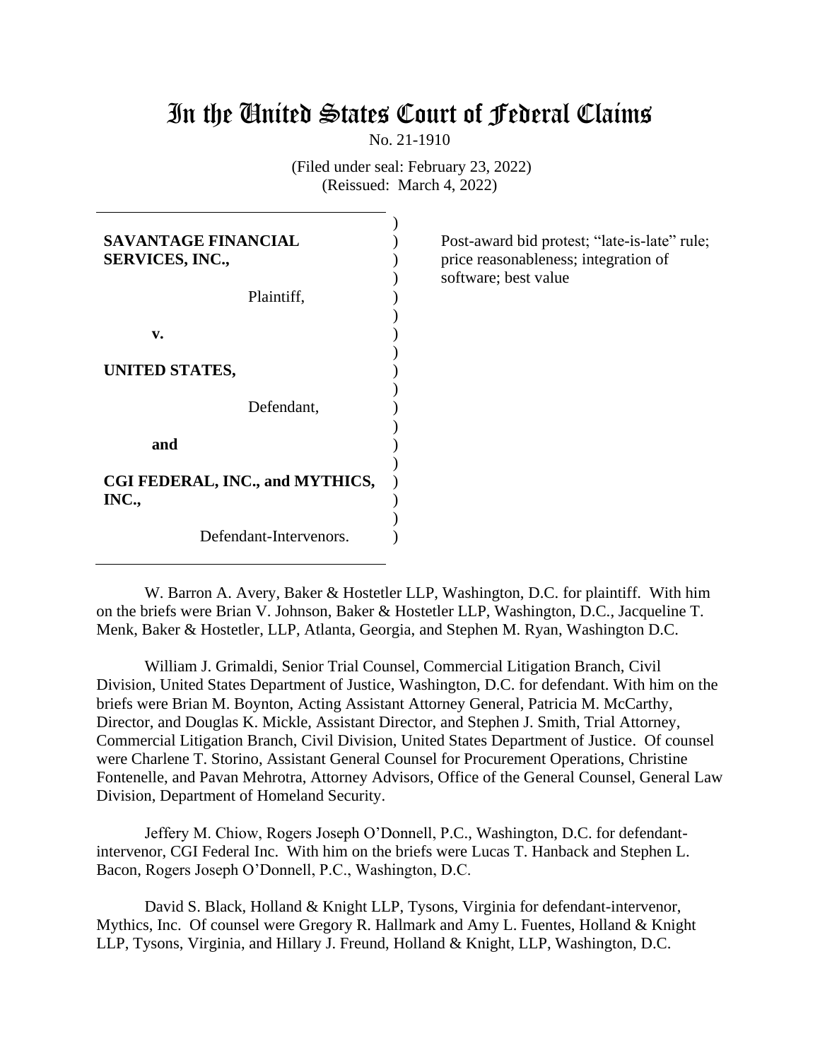# In the United States Court of Federal Claims

No. 21-1910

(Filed under seal: February 23, 2022)
(Reissued: March 4, 2022)

**SAVANTAGE FINANCIAL SERVICES, INC.,**

Plaintiff,

**v.**

**UNITED STATES,**

Defendant,

**and**

**CGI FEDERAL, INC., and MYTHICS, INC.,**

Defendant-Intervenors.

Post-award bid protest; "late-is-late" rule; price reasonableness; integration of software; best value

W. Barron A. Avery, Baker & Hostetler LLP, Washington, D.C. for plaintiff. With him on the briefs were Brian V. Johnson, Baker & Hostetler LLP, Washington, D.C., Jacqueline T. Menk, Baker & Hostetler, LLP, Atlanta, Georgia, and Stephen M. Ryan, Washington D.C.

William J. Grimaldi, Senior Trial Counsel, Commercial Litigation Branch, Civil Division, United States Department of Justice, Washington, D.C. for defendant. With him on the briefs were Brian M. Boynton, Acting Assistant Attorney General, Patricia M. McCarthy, Director, and Douglas K. Mickle, Assistant Director, and Stephen J. Smith, Trial Attorney, Commercial Litigation Branch, Civil Division, United States Department of Justice. Of counsel were Charlene T. Storino, Assistant General Counsel for Procurement Operations, Christine Fontenelle, and Pavan Mehrotra, Attorney Advisors, Office of the General Counsel, General Law Division, Department of Homeland Security.

Jeffery M. Chiow, Rogers Joseph O'Donnell, P.C., Washington, D.C. for defendant-intervenor, CGI Federal Inc. With him on the briefs were Lucas T. Hanback and Stephen L. Bacon, Rogers Joseph O'Donnell, P.C., Washington, D.C.

David S. Black, Holland & Knight LLP, Tysons, Virginia for defendant-intervenor, Mythics, Inc. Of counsel were Gregory R. Hallmark and Amy L. Fuentes, Holland & Knight LLP, Tysons, Virginia, and Hillary J. Freund, Holland & Knight, LLP, Washington, D.C.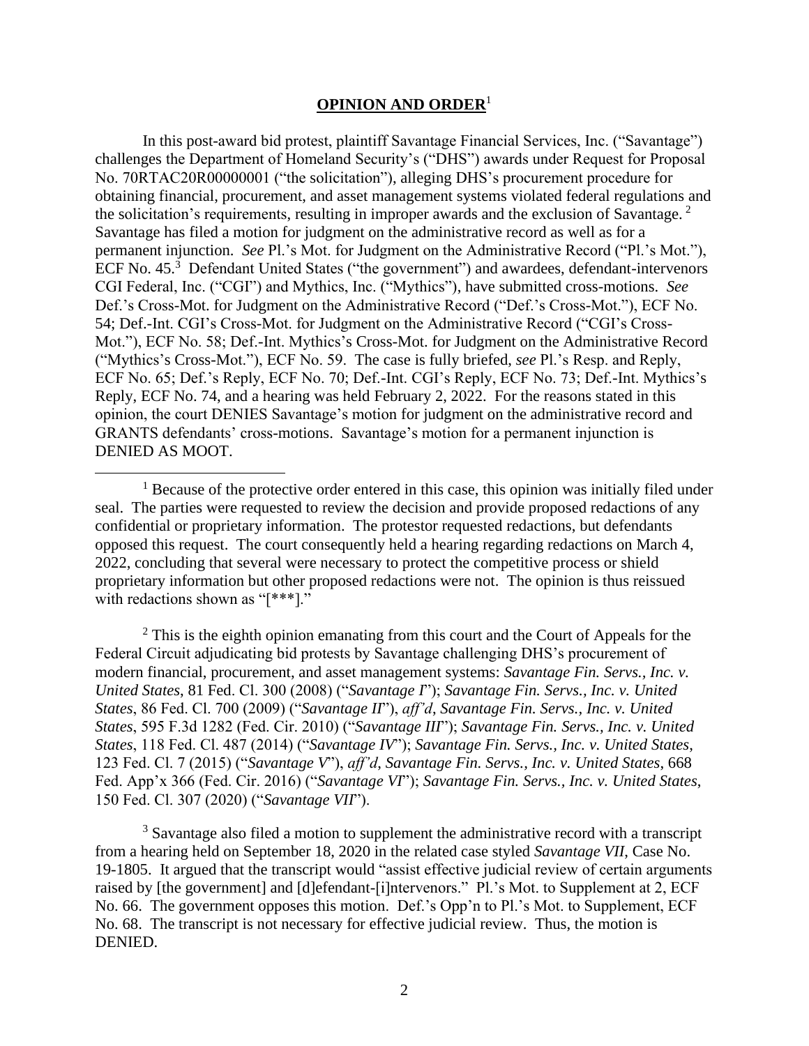## **OPINION AND ORDER**[1]

In this post-award bid protest, plaintiff Savantage Financial Services, Inc. ("Savantage") challenges the Department of Homeland Security's ("DHS") awards under Request for Proposal No. 70RTAC20R00000001 ("the solicitation"), alleging DHS's procurement procedure for obtaining financial, procurement, and asset management systems violated federal regulations and the solicitation's requirements, resulting in improper awards and the exclusion of Savantage.[2] Savantage has filed a motion for judgment on the administrative record as well as for a permanent injunction. *See* Pl.'s Mot. for Judgment on the Administrative Record ("Pl.'s Mot."), ECF No. 45.[3] Defendant United States ("the government") and awardees, defendant-intervenors CGI Federal, Inc. ("CGI") and Mythics, Inc. ("Mythics"), have submitted cross-motions. *See* Def.'s Cross-Mot. for Judgment on the Administrative Record ("Def.'s Cross-Mot."), ECF No. 54; Def.-Int. CGI's Cross-Mot. for Judgment on the Administrative Record ("CGI's Cross-Mot."), ECF No. 58; Def.-Int. Mythics's Cross-Mot. for Judgment on the Administrative Record ("Mythics's Cross-Mot."), ECF No. 59. The case is fully briefed, *see* Pl.'s Resp. and Reply, ECF No. 65; Def.'s Reply, ECF No. 70; Def.-Int. CGI's Reply, ECF No. 73; Def.-Int. Mythics's Reply, ECF No. 74, and a hearing was held February 2, 2022. For the reasons stated in this opinion, the court DENIES Savantage's motion for judgment on the administrative record and GRANTS defendants' cross-motions. Savantage's motion for a permanent injunction is DENIED AS MOOT.

---

[1] Because of the protective order entered in this case, this opinion was initially filed under seal. The parties were requested to review the decision and provide proposed redactions of any confidential or proprietary information. The protestor requested redactions, but defendants opposed this request. The court consequently held a hearing regarding redactions on March 4, 2022, concluding that several were necessary to protect the competitive process or shield proprietary information but other proposed redactions were not. The opinion is thus reissued with redactions shown as "[***]."

[2] This is the eighth opinion emanating from this court and the Court of Appeals for the Federal Circuit adjudicating bid protests by Savantage challenging DHS's procurement of modern financial, procurement, and asset management systems: *Savantage Fin. Servs., Inc. v. United States*, 81 Fed. Cl. 300 (2008) ("*Savantage I*"); *Savantage Fin. Servs., Inc. v. United States*, 86 Fed. Cl. 700 (2009) ("*Savantage II*"), *aff'd*, *Savantage Fin. Servs., Inc. v. United States*, 595 F.3d 1282 (Fed. Cir. 2010) ("*Savantage III*"); *Savantage Fin. Servs., Inc. v. United States*, 118 Fed. Cl. 487 (2014) ("*Savantage IV*"); *Savantage Fin. Servs., Inc. v. United States*, 123 Fed. Cl. 7 (2015) ("*Savantage V*"), *aff'd, Savantage Fin. Servs., Inc. v. United States*, 668 Fed. App'x 366 (Fed. Cir. 2016) ("*Savantage VI*"); *Savantage Fin. Servs., Inc. v. United States*, 150 Fed. Cl. 307 (2020) ("*Savantage VII*").

[3] Savantage also filed a motion to supplement the administrative record with a transcript from a hearing held on September 18, 2020 in the related case styled *Savantage VII*, Case No. 19-1805. It argued that the transcript would "assist effective judicial review of certain arguments raised by [the government] and [d]efendant-[i]ntervenors." Pl.'s Mot. to Supplement at 2, ECF No. 66. The government opposes this motion. Def.'s Opp'n to Pl.'s Mot. to Supplement, ECF No. 68. The transcript is not necessary for effective judicial review. Thus, the motion is DENIED.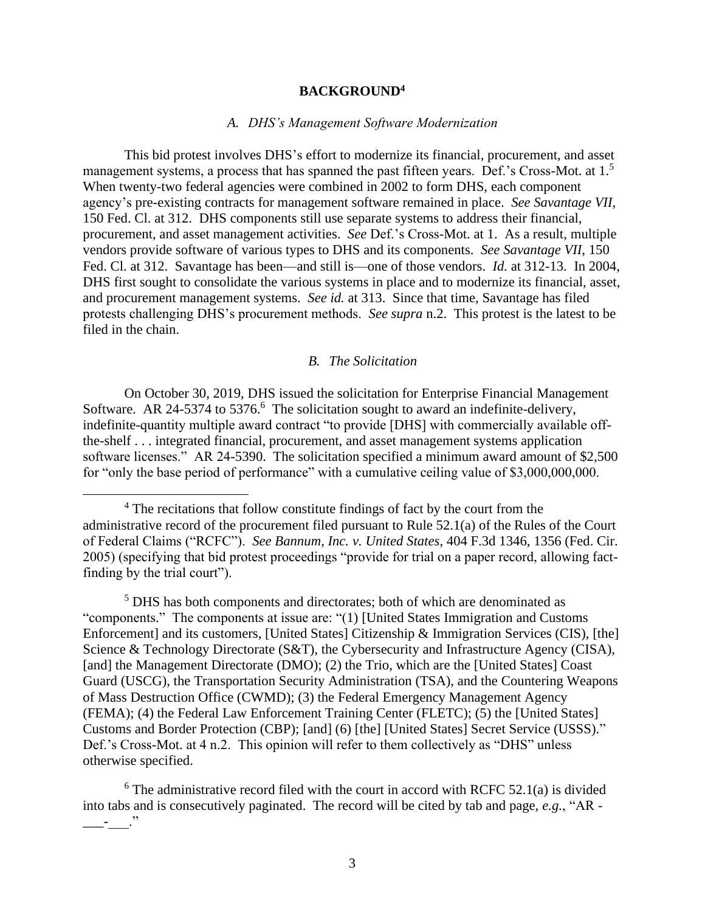## BACKGROUND[4]

### *A. DHS's Management Software Modernization*

This bid protest involves DHS's effort to modernize its financial, procurement, and asset management systems, a process that has spanned the past fifteen years. Def.'s Cross-Mot. at 1.[5] When twenty-two federal agencies were combined in 2002 to form DHS, each component agency's pre-existing contracts for management software remained in place. *See Savantage VII*, 150 Fed. Cl. at 312. DHS components still use separate systems to address their financial, procurement, and asset management activities. *See* Def.'s Cross-Mot. at 1. As a result, multiple vendors provide software of various types to DHS and its components. *See Savantage VII*, 150 Fed. Cl. at 312. Savantage has been—and still is—one of those vendors. *Id.* at 312-13. In 2004, DHS first sought to consolidate the various systems in place and to modernize its financial, asset, and procurement management systems. *See id.* at 313. Since that time, Savantage has filed protests challenging DHS's procurement methods. *See supra* n.2. This protest is the latest to be filed in the chain.

### *B. The Solicitation*

On October 30, 2019, DHS issued the solicitation for Enterprise Financial Management Software. AR 24-5374 to 5376.[6] The solicitation sought to award an indefinite-delivery, indefinite-quantity multiple award contract "to provide [DHS] with commercially available off-the-shelf . . . integrated financial, procurement, and asset management systems application software licenses." AR 24-5390. The solicitation specified a minimum award amount of $2,500 for "only the base period of performance" with a cumulative ceiling value of $3,000,000,000.

---

[4] The recitations that follow constitute findings of fact by the court from the administrative record of the procurement filed pursuant to Rule 52.1(a) of the Rules of the Court of Federal Claims ("RCFC"). *See Bannum, Inc. v. United States*, 404 F.3d 1346, 1356 (Fed. Cir. 2005) (specifying that bid protest proceedings "provide for trial on a paper record, allowing fact-finding by the trial court").

[5] DHS has both components and directorates; both of which are denominated as "components." The components at issue are: "(1) [United States Immigration and Customs Enforcement] and its customers, [United States] Citizenship & Immigration Services (CIS), [the] Science & Technology Directorate (S&T), the Cybersecurity and Infrastructure Agency (CISA), [and] the Management Directorate (DMO); (2) the Trio, which are the [United States] Coast Guard (USCG), the Transportation Security Administration (TSA), and the Countering Weapons of Mass Destruction Office (CWMD); (3) the Federal Emergency Management Agency (FEMA); (4) the Federal Law Enforcement Training Center (FLETC); (5) the [United States] Customs and Border Protection (CBP); [and] (6) [the] [United States] Secret Service (USSS)." Def.'s Cross-Mot. at 4 n.2. This opinion will refer to them collectively as "DHS" unless otherwise specified.

[6] The administrative record filed with the court in accord with RCFC 52.1(a) is divided into tabs and is consecutively paginated. The record will be cited by tab and page, *e.g.*, "AR -\_\_\_-\_\_\_."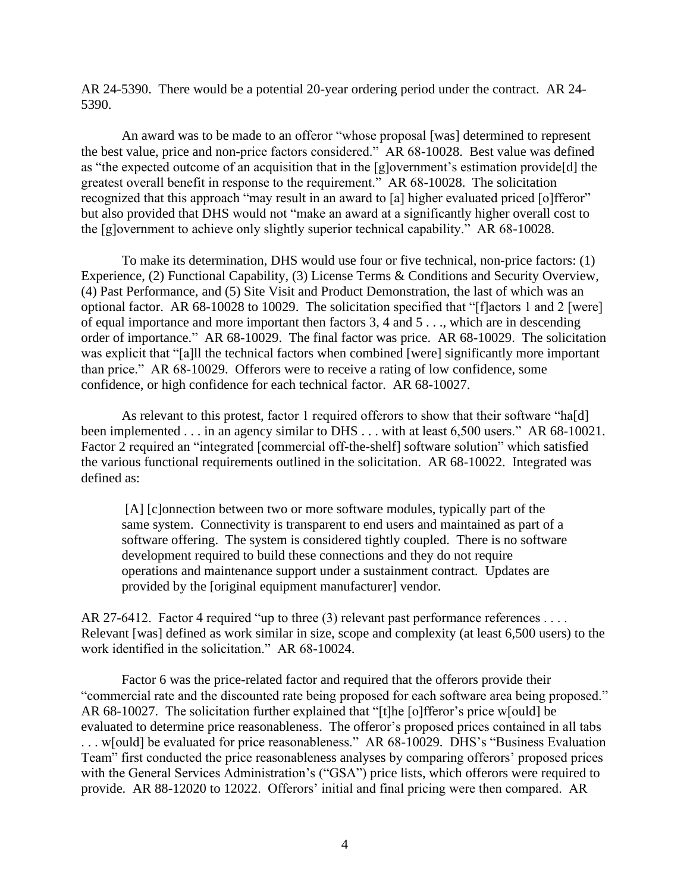AR 24-5390. There would be a potential 20-year ordering period under the contract. AR 24-5390.

An award was to be made to an offeror "whose proposal [was] determined to represent the best value, price and non-price factors considered." AR 68-10028. Best value was defined as "the expected outcome of an acquisition that in the [g]overnment's estimation provide[d] the greatest overall benefit in response to the requirement." AR 68-10028. The solicitation recognized that this approach "may result in an award to [a] higher evaluated priced [o]fferor" but also provided that DHS would not "make an award at a significantly higher overall cost to the [g]overnment to achieve only slightly superior technical capability." AR 68-10028.

To make its determination, DHS would use four or five technical, non-price factors: (1) Experience, (2) Functional Capability, (3) License Terms & Conditions and Security Overview, (4) Past Performance, and (5) Site Visit and Product Demonstration, the last of which was an optional factor. AR 68-10028 to 10029. The solicitation specified that "[f]actors 1 and 2 [were] of equal importance and more important then factors 3, 4 and 5 . . ., which are in descending order of importance." AR 68-10029. The final factor was price. AR 68-10029. The solicitation was explicit that "[a]ll the technical factors when combined [were] significantly more important than price." AR 68-10029. Offerors were to receive a rating of low confidence, some confidence, or high confidence for each technical factor. AR 68-10027.

As relevant to this protest, factor 1 required offerors to show that their software "ha[d] been implemented . . . in an agency similar to DHS . . . with at least 6,500 users." AR 68-10021. Factor 2 required an "integrated [commercial off-the-shelf] software solution" which satisfied the various functional requirements outlined in the solicitation. AR 68-10022. Integrated was defined as:

> [A] [c]onnection between two or more software modules, typically part of the same system. Connectivity is transparent to end users and maintained as part of a software offering. The system is considered tightly coupled. There is no software development required to build these connections and they do not require operations and maintenance support under a sustainment contract. Updates are provided by the [original equipment manufacturer] vendor.

AR 27-6412. Factor 4 required "up to three (3) relevant past performance references . . . . Relevant [was] defined as work similar in size, scope and complexity (at least 6,500 users) to the work identified in the solicitation." AR 68-10024.

Factor 6 was the price-related factor and required that the offerors provide their "commercial rate and the discounted rate being proposed for each software area being proposed." AR 68-10027. The solicitation further explained that "[t]he [o]fferor's price w[ould] be evaluated to determine price reasonableness. The offeror's proposed prices contained in all tabs . . . w[ould] be evaluated for price reasonableness." AR 68-10029. DHS's "Business Evaluation Team" first conducted the price reasonableness analyses by comparing offerors' proposed prices with the General Services Administration's ("GSA") price lists, which offerors were required to provide. AR 88-12020 to 12022. Offerors' initial and final pricing were then compared. AR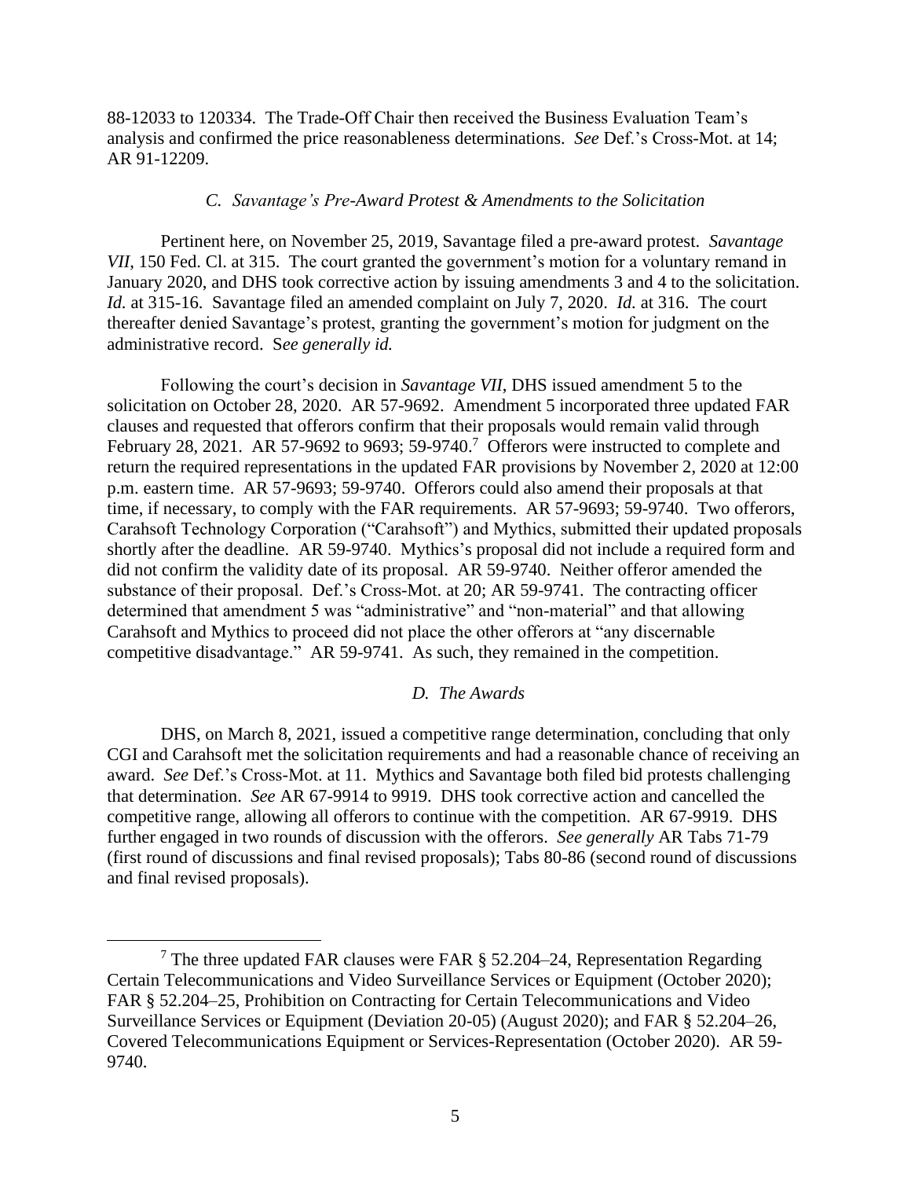88-12033 to 120334. The Trade-Off Chair then received the Business Evaluation Team's analysis and confirmed the price reasonableness determinations. *See* Def.'s Cross-Mot. at 14; AR 91-12209.

### *C. Savantage's Pre-Award Protest & Amendments to the Solicitation*

Pertinent here, on November 25, 2019, Savantage filed a pre-award protest. *Savantage VII*, 150 Fed. Cl. at 315. The court granted the government's motion for a voluntary remand in January 2020, and DHS took corrective action by issuing amendments 3 and 4 to the solicitation. *Id.* at 315-16. Savantage filed an amended complaint on July 7, 2020. *Id.* at 316. The court thereafter denied Savantage's protest, granting the government's motion for judgment on the administrative record. S*ee generally id.*

Following the court's decision in *Savantage VII*, DHS issued amendment 5 to the solicitation on October 28, 2020. AR 57-9692. Amendment 5 incorporated three updated FAR clauses and requested that offerors confirm that their proposals would remain valid through February 28, 2021. AR 57-9692 to 9693; 59-9740.[7] Offerors were instructed to complete and return the required representations in the updated FAR provisions by November 2, 2020 at 12:00 p.m. eastern time. AR 57-9693; 59-9740. Offerors could also amend their proposals at that time, if necessary, to comply with the FAR requirements. AR 57-9693; 59-9740. Two offerors, Carahsoft Technology Corporation ("Carahsoft") and Mythics, submitted their updated proposals shortly after the deadline. AR 59-9740. Mythics's proposal did not include a required form and did not confirm the validity date of its proposal. AR 59-9740. Neither offeror amended the substance of their proposal. Def.'s Cross-Mot. at 20; AR 59-9741. The contracting officer determined that amendment 5 was "administrative" and "non-material" and that allowing Carahsoft and Mythics to proceed did not place the other offerors at "any discernable competitive disadvantage." AR 59-9741. As such, they remained in the competition.

### *D. The Awards*

DHS, on March 8, 2021, issued a competitive range determination, concluding that only CGI and Carahsoft met the solicitation requirements and had a reasonable chance of receiving an award. *See* Def.'s Cross-Mot. at 11. Mythics and Savantage both filed bid protests challenging that determination. *See* AR 67-9914 to 9919. DHS took corrective action and cancelled the competitive range, allowing all offerors to continue with the competition. AR 67-9919. DHS further engaged in two rounds of discussion with the offerors. *See generally* AR Tabs 71-79 (first round of discussions and final revised proposals); Tabs 80-86 (second round of discussions and final revised proposals).

---

[7] The three updated FAR clauses were FAR § 52.204–24, Representation Regarding Certain Telecommunications and Video Surveillance Services or Equipment (October 2020); FAR § 52.204–25, Prohibition on Contracting for Certain Telecommunications and Video Surveillance Services or Equipment (Deviation 20-05) (August 2020); and FAR § 52.204–26, Covered Telecommunications Equipment or Services-Representation (October 2020). AR 59-9740.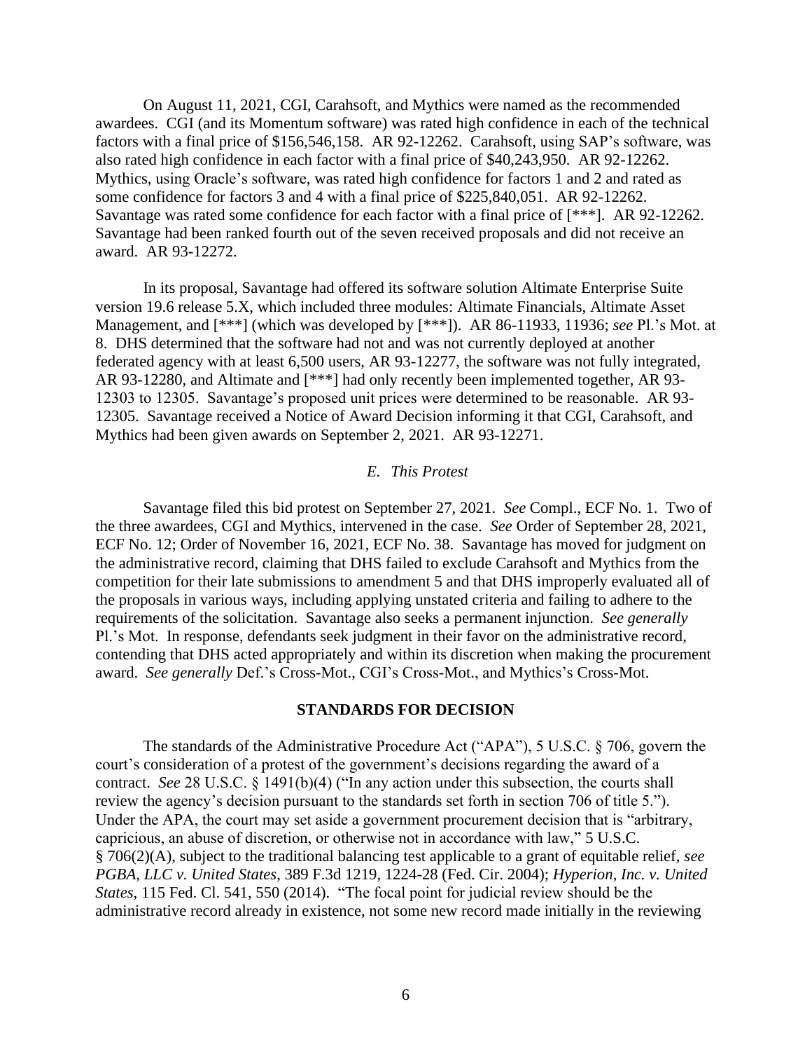On August 11, 2021, CGI, Carahsoft, and Mythics were named as the recommended awardees. CGI (and its Momentum software) was rated high confidence in each of the technical factors with a final price of $156,546,158. AR 92-12262. Carahsoft, using SAP's software, was also rated high confidence in each factor with a final price of $40,243,950. AR 92-12262. Mythics, using Oracle's software, was rated high confidence for factors 1 and 2 and rated as some confidence for factors 3 and 4 with a final price of $225,840,051. AR 92-12262. Savantage was rated some confidence for each factor with a final price of [***]. AR 92-12262. Savantage had been ranked fourth out of the seven received proposals and did not receive an award. AR 93-12272.

In its proposal, Savantage had offered its software solution Altimate Enterprise Suite version 19.6 release 5.X, which included three modules: Altimate Financials, Altimate Asset Management, and [***] (which was developed by [***]). AR 86-11933, 11936; *see* Pl.'s Mot. at 8. DHS determined that the software had not and was not currently deployed at another federated agency with at least 6,500 users, AR 93-12277, the software was not fully integrated, AR 93-12280, and Altimate and [***] had only recently been implemented together, AR 93-12303 to 12305. Savantage's proposed unit prices were determined to be reasonable. AR 93-12305. Savantage received a Notice of Award Decision informing it that CGI, Carahsoft, and Mythics had been given awards on September 2, 2021. AR 93-12271.

### *E. This Protest*

Savantage filed this bid protest on September 27, 2021. *See* Compl., ECF No. 1. Two of the three awardees, CGI and Mythics, intervened in the case. *See* Order of September 28, 2021, ECF No. 12; Order of November 16, 2021, ECF No. 38. Savantage has moved for judgment on the administrative record, claiming that DHS failed to exclude Carahsoft and Mythics from the competition for their late submissions to amendment 5 and that DHS improperly evaluated all of the proposals in various ways, including applying unstated criteria and failing to adhere to the requirements of the solicitation. Savantage also seeks a permanent injunction. *See generally* Pl.'s Mot. In response, defendants seek judgment in their favor on the administrative record, contending that DHS acted appropriately and within its discretion when making the procurement award. *See generally* Def.'s Cross-Mot., CGI's Cross-Mot., and Mythics's Cross-Mot.

## STANDARDS FOR DECISION

The standards of the Administrative Procedure Act ("APA"), 5 U.S.C. § 706, govern the court's consideration of a protest of the government's decisions regarding the award of a contract. *See* 28 U.S.C. § 1491(b)(4) ("In any action under this subsection, the courts shall review the agency's decision pursuant to the standards set forth in section 706 of title 5."). Under the APA, the court may set aside a government procurement decision that is "arbitrary, capricious, an abuse of discretion, or otherwise not in accordance with law," 5 U.S.C. § 706(2)(A), subject to the traditional balancing test applicable to a grant of equitable relief, *see PGBA, LLC v. United States*, 389 F.3d 1219, 1224-28 (Fed. Cir. 2004); *Hyperion, Inc. v. United States*, 115 Fed. Cl. 541, 550 (2014). "The focal point for judicial review should be the administrative record already in existence, not some new record made initially in the reviewing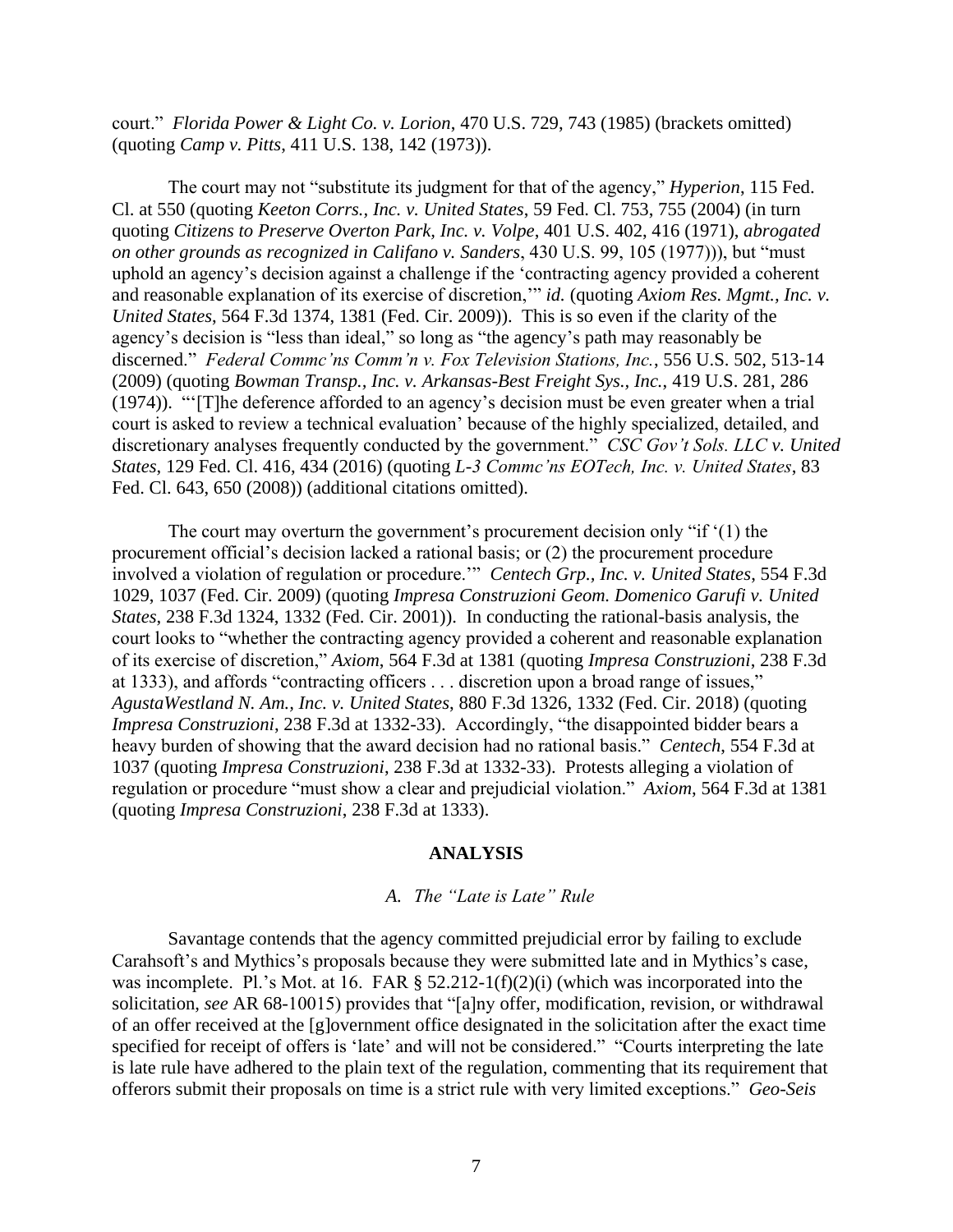court." *Florida Power & Light Co. v. Lorion*, 470 U.S. 729, 743 (1985) (brackets omitted) (quoting *Camp v. Pitts*, 411 U.S. 138, 142 (1973)).

The court may not "substitute its judgment for that of the agency," *Hyperion*, 115 Fed. Cl. at 550 (quoting *Keeton Corrs., Inc. v. United States*, 59 Fed. Cl. 753, 755 (2004) (in turn quoting *Citizens to Preserve Overton Park, Inc. v. Volpe*, 401 U.S. 402, 416 (1971), *abrogated on other grounds as recognized in Califano v. Sanders*, 430 U.S. 99, 105 (1977))), but "must uphold an agency's decision against a challenge if the 'contracting agency provided a coherent and reasonable explanation of its exercise of discretion,'" *id.* (quoting *Axiom Res. Mgmt., Inc. v. United States*, 564 F.3d 1374, 1381 (Fed. Cir. 2009)). This is so even if the clarity of the agency's decision is "less than ideal," so long as "the agency's path may reasonably be discerned." *Federal Commc'ns Comm'n v. Fox Television Stations, Inc.*, 556 U.S. 502, 513-14 (2009) (quoting *Bowman Transp., Inc. v. Arkansas-Best Freight Sys., Inc.*, 419 U.S. 281, 286 (1974)). "'[T]he deference afforded to an agency's decision must be even greater when a trial court is asked to review a technical evaluation' because of the highly specialized, detailed, and discretionary analyses frequently conducted by the government." *CSC Gov't Sols. LLC v. United States*, 129 Fed. Cl. 416, 434 (2016) (quoting *L-3 Commc'ns EOTech, Inc. v. United States*, 83 Fed. Cl. 643, 650 (2008)) (additional citations omitted).

The court may overturn the government's procurement decision only "if '(1) the procurement official's decision lacked a rational basis; or (2) the procurement procedure involved a violation of regulation or procedure.'" *Centech Grp., Inc. v. United States*, 554 F.3d 1029, 1037 (Fed. Cir. 2009) (quoting *Impresa Construzioni Geom. Domenico Garufi v. United States*, 238 F.3d 1324, 1332 (Fed. Cir. 2001)). In conducting the rational-basis analysis, the court looks to "whether the contracting agency provided a coherent and reasonable explanation of its exercise of discretion," *Axiom*, 564 F.3d at 1381 (quoting *Impresa Construzioni*, 238 F.3d at 1333), and affords "contracting officers . . . discretion upon a broad range of issues," *AgustaWestland N. Am., Inc. v. United States*, 880 F.3d 1326, 1332 (Fed. Cir. 2018) (quoting *Impresa Construzioni*, 238 F.3d at 1332-33). Accordingly, "the disappointed bidder bears a heavy burden of showing that the award decision had no rational basis." *Centech*, 554 F.3d at 1037 (quoting *Impresa Construzioni*, 238 F.3d at 1332-33). Protests alleging a violation of regulation or procedure "must show a clear and prejudicial violation." *Axiom*, 564 F.3d at 1381 (quoting *Impresa Construzioni*, 238 F.3d at 1333).

## ANALYSIS

### *A. The "Late is Late" Rule*

Savantage contends that the agency committed prejudicial error by failing to exclude Carahsoft's and Mythics's proposals because they were submitted late and in Mythics's case, was incomplete. Pl.'s Mot. at 16. FAR § 52.212-1(f)(2)(i) (which was incorporated into the solicitation, *see* AR 68-10015) provides that "[a]ny offer, modification, revision, or withdrawal of an offer received at the [g]overnment office designated in the solicitation after the exact time specified for receipt of offers is 'late' and will not be considered." "Courts interpreting the late is late rule have adhered to the plain text of the regulation, commenting that its requirement that offerors submit their proposals on time is a strict rule with very limited exceptions." *Geo-Seis*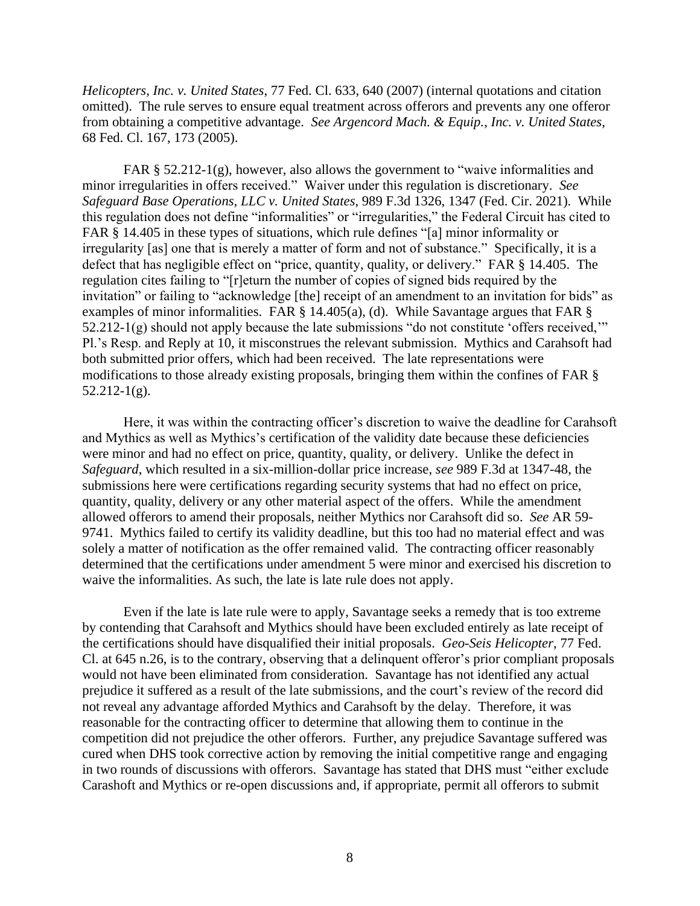*Helicopters, Inc. v. United States*, 77 Fed. Cl. 633, 640 (2007) (internal quotations and citation omitted). The rule serves to ensure equal treatment across offerors and prevents any one offeror from obtaining a competitive advantage. *See Argencord Mach. & Equip., Inc. v. United States*, 68 Fed. Cl. 167, 173 (2005).

FAR § 52.212-1(g), however, also allows the government to "waive informalities and minor irregularities in offers received." Waiver under this regulation is discretionary. *See Safeguard Base Operations, LLC v. United States*, 989 F.3d 1326, 1347 (Fed. Cir. 2021). While this regulation does not define "informalities" or "irregularities," the Federal Circuit has cited to FAR § 14.405 in these types of situations, which rule defines "[a] minor informality or irregularity [as] one that is merely a matter of form and not of substance." Specifically, it is a defect that has negligible effect on "price, quantity, quality, or delivery." FAR § 14.405. The regulation cites failing to "[r]eturn the number of copies of signed bids required by the invitation" or failing to "acknowledge [the] receipt of an amendment to an invitation for bids" as examples of minor informalities. FAR § 14.405(a), (d). While Savantage argues that FAR § 52.212-1(g) should not apply because the late submissions "do not constitute 'offers received,'" Pl.'s Resp. and Reply at 10, it misconstrues the relevant submission. Mythics and Carahsoft had both submitted prior offers, which had been received. The late representations were modifications to those already existing proposals, bringing them within the confines of FAR § 52.212-1(g).

Here, it was within the contracting officer's discretion to waive the deadline for Carahsoft and Mythics as well as Mythics's certification of the validity date because these deficiencies were minor and had no effect on price, quantity, quality, or delivery. Unlike the defect in *Safeguard*, which resulted in a six-million-dollar price increase, *see* 989 F.3d at 1347-48, the submissions here were certifications regarding security systems that had no effect on price, quantity, quality, delivery or any other material aspect of the offers. While the amendment allowed offerors to amend their proposals, neither Mythics nor Carahsoft did so. *See* AR 59-9741. Mythics failed to certify its validity deadline, but this too had no material effect and was solely a matter of notification as the offer remained valid. The contracting officer reasonably determined that the certifications under amendment 5 were minor and exercised his discretion to waive the informalities. As such, the late is late rule does not apply.

Even if the late is late rule were to apply, Savantage seeks a remedy that is too extreme by contending that Carahsoft and Mythics should have been excluded entirely as late receipt of the certifications should have disqualified their initial proposals. *Geo-Seis Helicopter*, 77 Fed. Cl. at 645 n.26, is to the contrary, observing that a delinquent offeror's prior compliant proposals would not have been eliminated from consideration. Savantage has not identified any actual prejudice it suffered as a result of the late submissions, and the court's review of the record did not reveal any advantage afforded Mythics and Carahsoft by the delay. Therefore, it was reasonable for the contracting officer to determine that allowing them to continue in the competition did not prejudice the other offerors. Further, any prejudice Savantage suffered was cured when DHS took corrective action by removing the initial competitive range and engaging in two rounds of discussions with offerors. Savantage has stated that DHS must "either exclude Carashoft and Mythics or re-open discussions and, if appropriate, permit all offerors to submit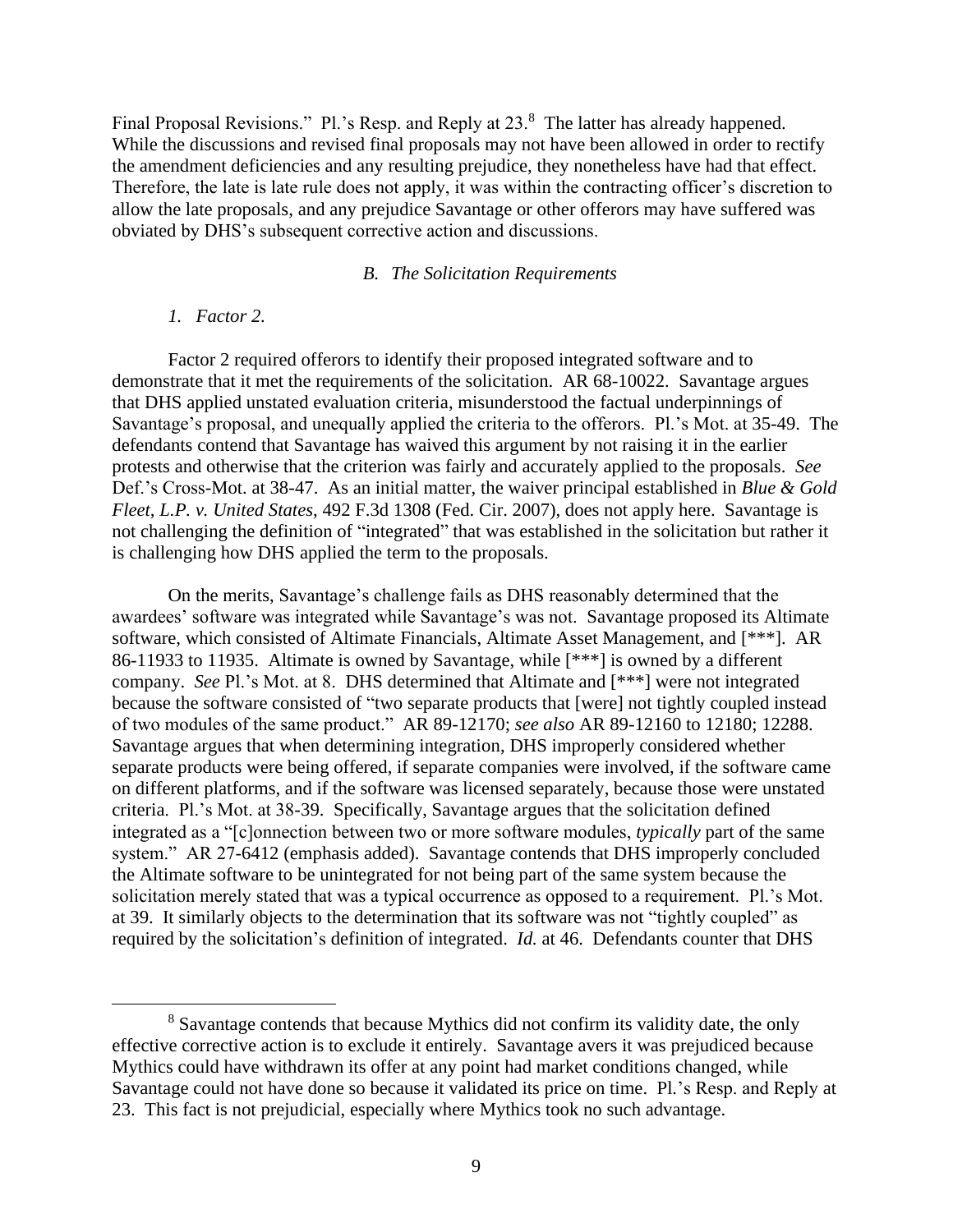Final Proposal Revisions." Pl.'s Resp. and Reply at 23.[8] The latter has already happened. While the discussions and revised final proposals may not have been allowed in order to rectify the amendment deficiencies and any resulting prejudice, they nonetheless have had that effect. Therefore, the late is late rule does not apply, it was within the contracting officer's discretion to allow the late proposals, and any prejudice Savantage or other offerors may have suffered was obviated by DHS's subsequent corrective action and discussions.

### *B. The Solicitation Requirements*

#### *1. Factor 2.*

Factor 2 required offerors to identify their proposed integrated software and to demonstrate that it met the requirements of the solicitation. AR 68-10022. Savantage argues that DHS applied unstated evaluation criteria, misunderstood the factual underpinnings of Savantage's proposal, and unequally applied the criteria to the offerors. Pl.'s Mot. at 35-49. The defendants contend that Savantage has waived this argument by not raising it in the earlier protests and otherwise that the criterion was fairly and accurately applied to the proposals. *See* Def.'s Cross-Mot. at 38-47. As an initial matter, the waiver principal established in *Blue & Gold Fleet, L.P. v. United States*, 492 F.3d 1308 (Fed. Cir. 2007), does not apply here. Savantage is not challenging the definition of "integrated" that was established in the solicitation but rather it is challenging how DHS applied the term to the proposals.

On the merits, Savantage's challenge fails as DHS reasonably determined that the awardees' software was integrated while Savantage's was not. Savantage proposed its Altimate software, which consisted of Altimate Financials, Altimate Asset Management, and [***]. AR 86-11933 to 11935. Altimate is owned by Savantage, while [***] is owned by a different company. *See* Pl.'s Mot. at 8. DHS determined that Altimate and [***] were not integrated because the software consisted of "two separate products that [were] not tightly coupled instead of two modules of the same product." AR 89-12170; *see also* AR 89-12160 to 12180; 12288. Savantage argues that when determining integration, DHS improperly considered whether separate products were being offered, if separate companies were involved, if the software came on different platforms, and if the software was licensed separately, because those were unstated criteria. Pl.'s Mot. at 38-39. Specifically, Savantage argues that the solicitation defined integrated as a "[c]onnection between two or more software modules, *typically* part of the same system." AR 27-6412 (emphasis added). Savantage contends that DHS improperly concluded the Altimate software to be unintegrated for not being part of the same system because the solicitation merely stated that was a typical occurrence as opposed to a requirement. Pl.'s Mot. at 39. It similarly objects to the determination that its software was not "tightly coupled" as required by the solicitation's definition of integrated. *Id.* at 46. Defendants counter that DHS

---

[8] Savantage contends that because Mythics did not confirm its validity date, the only effective corrective action is to exclude it entirely. Savantage avers it was prejudiced because Mythics could have withdrawn its offer at any point had market conditions changed, while Savantage could not have done so because it validated its price on time. Pl.'s Resp. and Reply at 23. This fact is not prejudicial, especially where Mythics took no such advantage.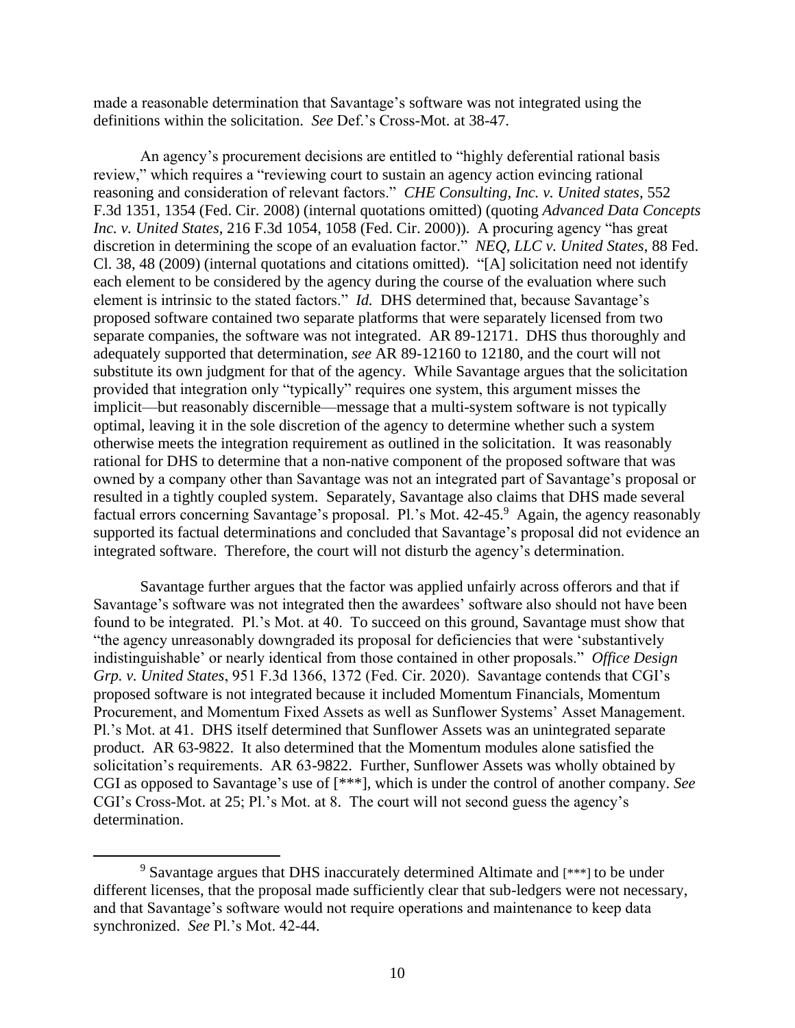made a reasonable determination that Savantage's software was not integrated using the definitions within the solicitation. *See* Def.'s Cross-Mot. at 38-47.

An agency's procurement decisions are entitled to "highly deferential rational basis review," which requires a "reviewing court to sustain an agency action evincing rational reasoning and consideration of relevant factors." *CHE Consulting, Inc. v. United states*, 552 F.3d 1351, 1354 (Fed. Cir. 2008) (internal quotations omitted) (quoting *Advanced Data Concepts Inc. v. United States*, 216 F.3d 1054, 1058 (Fed. Cir. 2000)). A procuring agency "has great discretion in determining the scope of an evaluation factor." *NEQ, LLC v. United States*, 88 Fed. Cl. 38, 48 (2009) (internal quotations and citations omitted). "[A] solicitation need not identify each element to be considered by the agency during the course of the evaluation where such element is intrinsic to the stated factors." *Id.* DHS determined that, because Savantage's proposed software contained two separate platforms that were separately licensed from two separate companies, the software was not integrated. AR 89-12171. DHS thus thoroughly and adequately supported that determination, *see* AR 89-12160 to 12180, and the court will not substitute its own judgment for that of the agency. While Savantage argues that the solicitation provided that integration only "typically" requires one system, this argument misses the implicit—but reasonably discernible—message that a multi-system software is not typically optimal, leaving it in the sole discretion of the agency to determine whether such a system otherwise meets the integration requirement as outlined in the solicitation. It was reasonably rational for DHS to determine that a non-native component of the proposed software that was owned by a company other than Savantage was not an integrated part of Savantage's proposal or resulted in a tightly coupled system. Separately, Savantage also claims that DHS made several factual errors concerning Savantage's proposal. Pl.'s Mot. 42-45.[9] Again, the agency reasonably supported its factual determinations and concluded that Savantage's proposal did not evidence an integrated software. Therefore, the court will not disturb the agency's determination.

Savantage further argues that the factor was applied unfairly across offerors and that if Savantage's software was not integrated then the awardees' software also should not have been found to be integrated. Pl.'s Mot. at 40. To succeed on this ground, Savantage must show that "the agency unreasonably downgraded its proposal for deficiencies that were 'substantively indistinguishable' or nearly identical from those contained in other proposals." *Office Design Grp. v. United States*, 951 F.3d 1366, 1372 (Fed. Cir. 2020). Savantage contends that CGI's proposed software is not integrated because it included Momentum Financials, Momentum Procurement, and Momentum Fixed Assets as well as Sunflower Systems' Asset Management. Pl.'s Mot. at 41. DHS itself determined that Sunflower Assets was an unintegrated separate product. AR 63-9822. It also determined that the Momentum modules alone satisfied the solicitation's requirements. AR 63-9822. Further, Sunflower Assets was wholly obtained by CGI as opposed to Savantage's use of [***], which is under the control of another company. *See* CGI's Cross-Mot. at 25; Pl.'s Mot. at 8. The court will not second guess the agency's determination.

---

[9] Savantage argues that DHS inaccurately determined Altimate and [***] to be under different licenses, that the proposal made sufficiently clear that sub-ledgers were not necessary, and that Savantage's software would not require operations and maintenance to keep data synchronized. *See* Pl.'s Mot. 42-44.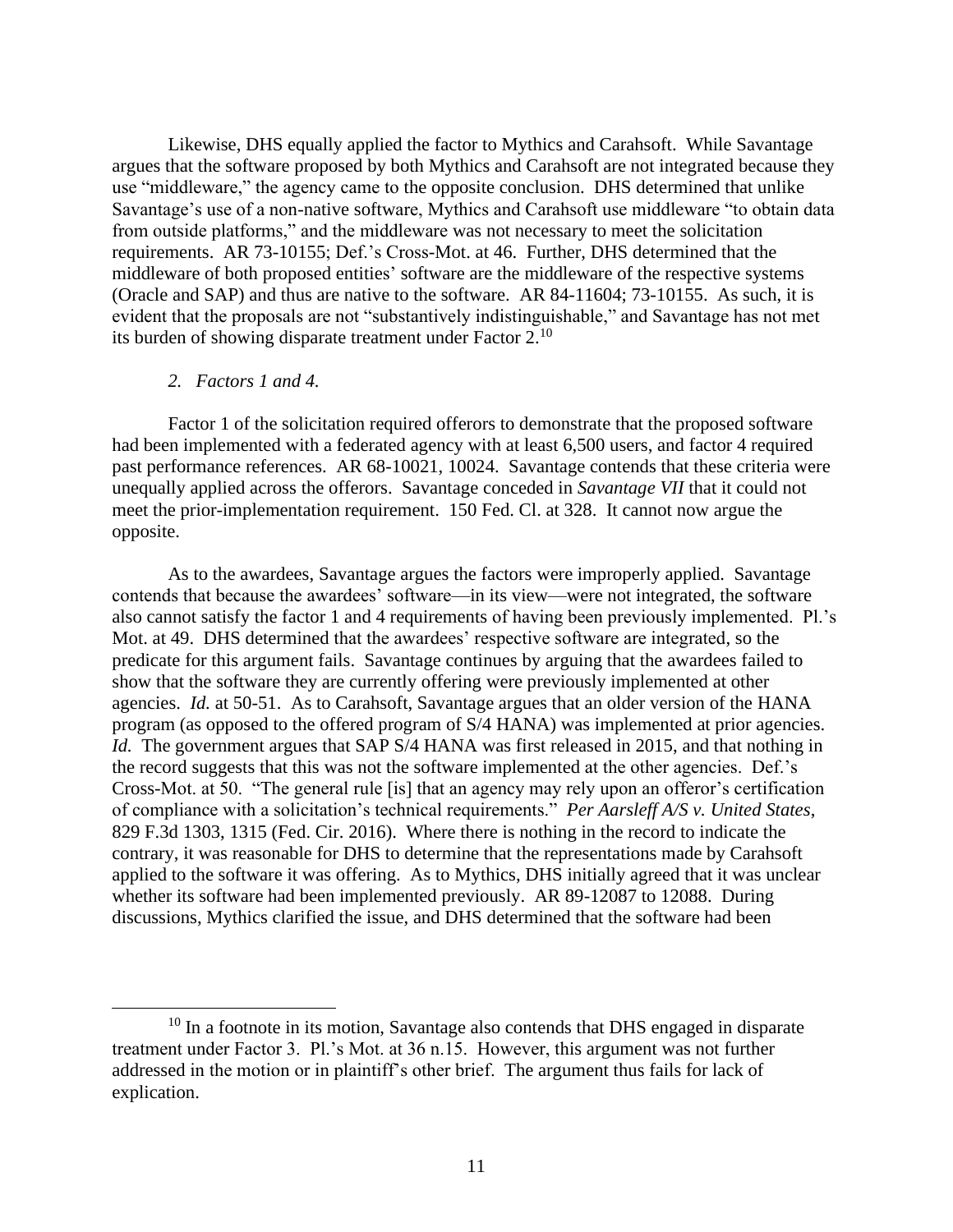Likewise, DHS equally applied the factor to Mythics and Carahsoft. While Savantage argues that the software proposed by both Mythics and Carahsoft are not integrated because they use "middleware," the agency came to the opposite conclusion. DHS determined that unlike Savantage's use of a non-native software, Mythics and Carahsoft use middleware "to obtain data from outside platforms," and the middleware was not necessary to meet the solicitation requirements. AR 73-10155; Def.'s Cross-Mot. at 46. Further, DHS determined that the middleware of both proposed entities' software are the middleware of the respective systems (Oracle and SAP) and thus are native to the software. AR 84-11604; 73-10155. As such, it is evident that the proposals are not "substantively indistinguishable," and Savantage has not met its burden of showing disparate treatment under Factor 2.[10]

### *2. Factors 1 and 4.*

Factor 1 of the solicitation required offerors to demonstrate that the proposed software had been implemented with a federated agency with at least 6,500 users, and factor 4 required past performance references. AR 68-10021, 10024. Savantage contends that these criteria were unequally applied across the offerors. Savantage conceded in *Savantage VII* that it could not meet the prior-implementation requirement. 150 Fed. Cl. at 328. It cannot now argue the opposite.

As to the awardees, Savantage argues the factors were improperly applied. Savantage contends that because the awardees' software—in its view—were not integrated, the software also cannot satisfy the factor 1 and 4 requirements of having been previously implemented. Pl.'s Mot. at 49. DHS determined that the awardees' respective software are integrated, so the predicate for this argument fails. Savantage continues by arguing that the awardees failed to show that the software they are currently offering were previously implemented at other agencies. *Id.* at 50-51. As to Carahsoft, Savantage argues that an older version of the HANA program (as opposed to the offered program of S/4 HANA) was implemented at prior agencies. *Id.* The government argues that SAP S/4 HANA was first released in 2015, and that nothing in the record suggests that this was not the software implemented at the other agencies. Def.'s Cross-Mot. at 50. "The general rule [is] that an agency may rely upon an offeror's certification of compliance with a solicitation's technical requirements." *Per Aarsleff A/S v. United States*, 829 F.3d 1303, 1315 (Fed. Cir. 2016). Where there is nothing in the record to indicate the contrary, it was reasonable for DHS to determine that the representations made by Carahsoft applied to the software it was offering. As to Mythics, DHS initially agreed that it was unclear whether its software had been implemented previously. AR 89-12087 to 12088. During discussions, Mythics clarified the issue, and DHS determined that the software had been

[10] In a footnote in its motion, Savantage also contends that DHS engaged in disparate treatment under Factor 3. Pl.'s Mot. at 36 n.15. However, this argument was not further addressed in the motion or in plaintiff's other brief. The argument thus fails for lack of explication.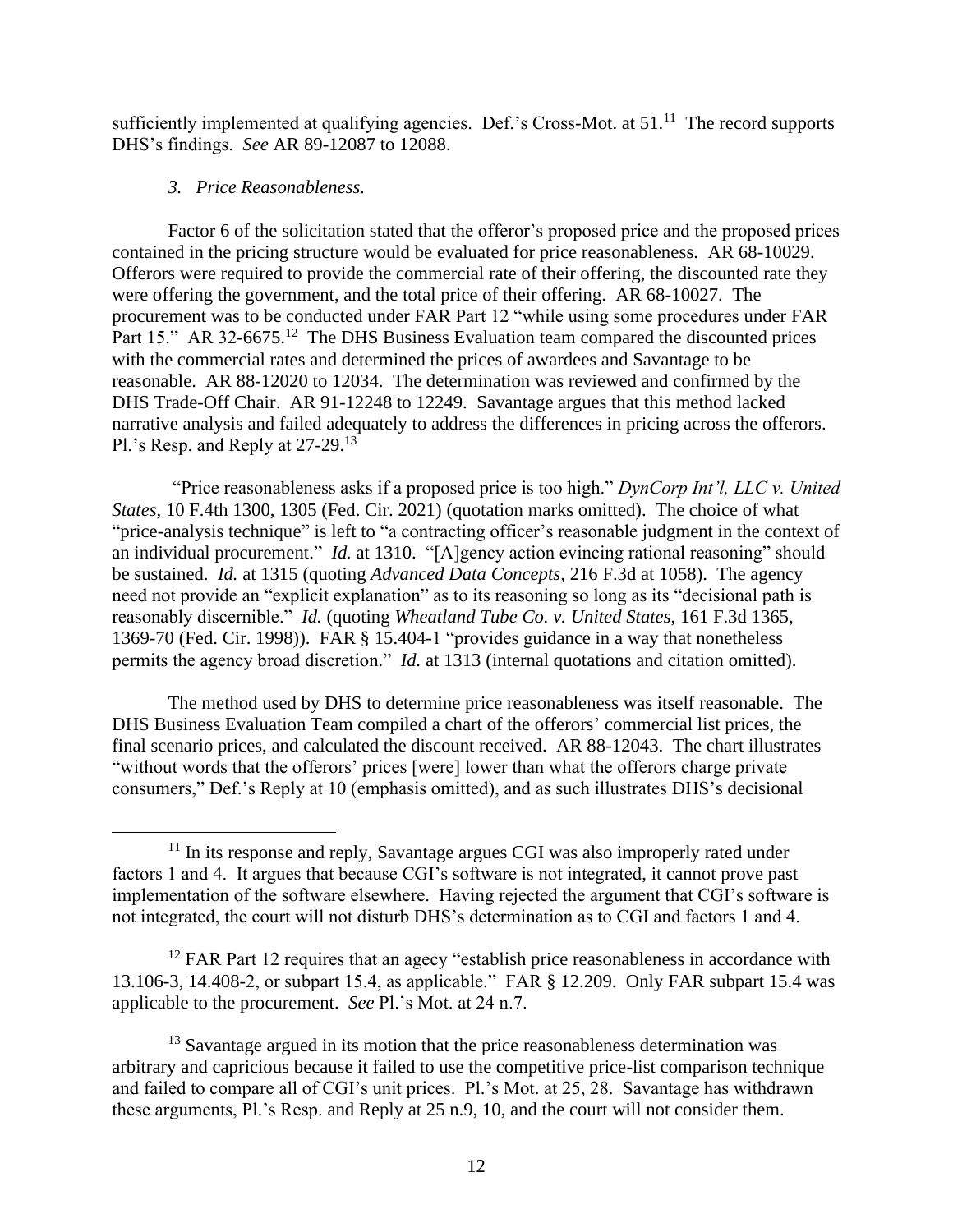sufficiently implemented at qualifying agencies. Def.'s Cross-Mot. at 51.[11] The record supports DHS's findings. *See* AR 89-12087 to 12088.

### 3. *Price Reasonableness.*

Factor 6 of the solicitation stated that the offeror's proposed price and the proposed prices contained in the pricing structure would be evaluated for price reasonableness. AR 68-10029. Offerors were required to provide the commercial rate of their offering, the discounted rate they were offering the government, and the total price of their offering. AR 68-10027. The procurement was to be conducted under FAR Part 12 "while using some procedures under FAR Part 15." AR 32-6675.[12] The DHS Business Evaluation team compared the discounted prices with the commercial rates and determined the prices of awardees and Savantage to be reasonable. AR 88-12020 to 12034. The determination was reviewed and confirmed by the DHS Trade-Off Chair. AR 91-12248 to 12249. Savantage argues that this method lacked narrative analysis and failed adequately to address the differences in pricing across the offerors. Pl.'s Resp. and Reply at 27-29.[13]

"Price reasonableness asks if a proposed price is too high." *DynCorp Int'l, LLC v. United States*, 10 F.4th 1300, 1305 (Fed. Cir. 2021) (quotation marks omitted). The choice of what "price-analysis technique" is left to "a contracting officer's reasonable judgment in the context of an individual procurement." *Id.* at 1310. "[A]gency action evincing rational reasoning" should be sustained. *Id.* at 1315 (quoting *Advanced Data Concepts*, 216 F.3d at 1058). The agency need not provide an "explicit explanation" as to its reasoning so long as its "decisional path is reasonably discernible." *Id.* (quoting *Wheatland Tube Co. v. United States*, 161 F.3d 1365, 1369-70 (Fed. Cir. 1998)). FAR § 15.404-1 "provides guidance in a way that nonetheless permits the agency broad discretion." *Id.* at 1313 (internal quotations and citation omitted).

The method used by DHS to determine price reasonableness was itself reasonable. The DHS Business Evaluation Team compiled a chart of the offerors' commercial list prices, the final scenario prices, and calculated the discount received. AR 88-12043. The chart illustrates "without words that the offerors' prices [were] lower than what the offerors charge private consumers," Def.'s Reply at 10 (emphasis omitted), and as such illustrates DHS's decisional

---

[11] In its response and reply, Savantage argues CGI was also improperly rated under factors 1 and 4. It argues that because CGI's software is not integrated, it cannot prove past implementation of the software elsewhere. Having rejected the argument that CGI's software is not integrated, the court will not disturb DHS's determination as to CGI and factors 1 and 4.

[12] FAR Part 12 requires that an agecy "establish price reasonableness in accordance with 13.106-3, 14.408-2, or subpart 15.4, as applicable." FAR § 12.209. Only FAR subpart 15.4 was applicable to the procurement. *See* Pl.'s Mot. at 24 n.7.

[13] Savantage argued in its motion that the price reasonableness determination was arbitrary and capricious because it failed to use the competitive price-list comparison technique and failed to compare all of CGI's unit prices. Pl.'s Mot. at 25, 28. Savantage has withdrawn these arguments, Pl.'s Resp. and Reply at 25 n.9, 10, and the court will not consider them.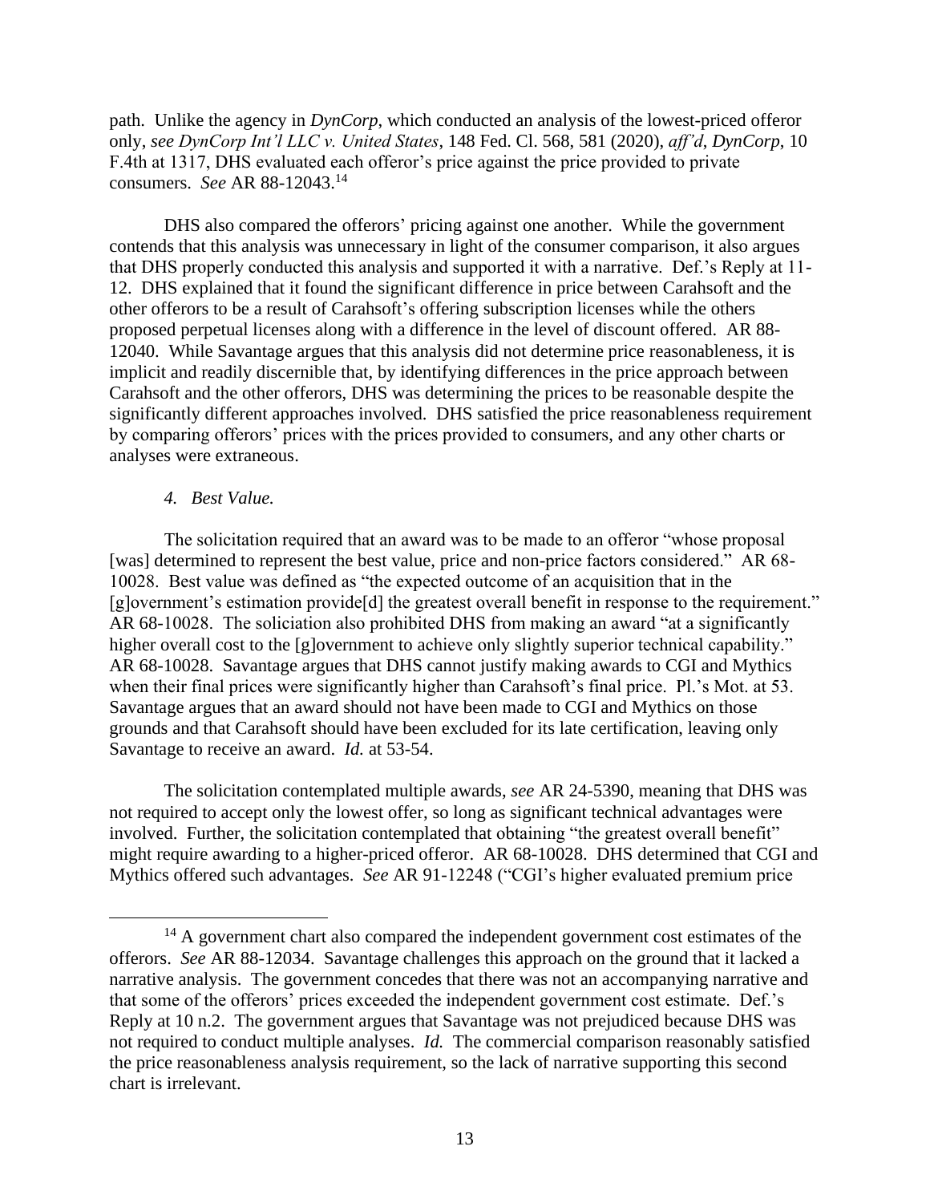path. Unlike the agency in *DynCorp*, which conducted an analysis of the lowest-priced offeror only, *see DynCorp Int'l LLC v. United States*, 148 Fed. Cl. 568, 581 (2020), *aff'd*, *DynCorp*, 10 F.4th at 1317, DHS evaluated each offeror's price against the price provided to private consumers. *See* AR 88-12043.[14]

DHS also compared the offerors' pricing against one another. While the government contends that this analysis was unnecessary in light of the consumer comparison, it also argues that DHS properly conducted this analysis and supported it with a narrative. Def.'s Reply at 11-12. DHS explained that it found the significant difference in price between Carahsoft and the other offerors to be a result of Carahsoft's offering subscription licenses while the others proposed perpetual licenses along with a difference in the level of discount offered. AR 88-12040. While Savantage argues that this analysis did not determine price reasonableness, it is implicit and readily discernible that, by identifying differences in the price approach between Carahsoft and the other offerors, DHS was determining the prices to be reasonable despite the significantly different approaches involved. DHS satisfied the price reasonableness requirement by comparing offerors' prices with the prices provided to consumers, and any other charts or analyses were extraneous.

*4. Best Value.*

The solicitation required that an award was to be made to an offeror "whose proposal [was] determined to represent the best value, price and non-price factors considered." AR 68-10028. Best value was defined as "the expected outcome of an acquisition that in the [g]overnment's estimation provide[d] the greatest overall benefit in response to the requirement." AR 68-10028. The soliciation also prohibited DHS from making an award "at a significantly higher overall cost to the [g]overnment to achieve only slightly superior technical capability." AR 68-10028. Savantage argues that DHS cannot justify making awards to CGI and Mythics when their final prices were significantly higher than Carahsoft's final price. Pl.'s Mot. at 53. Savantage argues that an award should not have been made to CGI and Mythics on those grounds and that Carahsoft should have been excluded for its late certification, leaving only Savantage to receive an award. *Id.* at 53-54.

The solicitation contemplated multiple awards, *see* AR 24-5390, meaning that DHS was not required to accept only the lowest offer, so long as significant technical advantages were involved. Further, the solicitation contemplated that obtaining "the greatest overall benefit" might require awarding to a higher-priced offeror. AR 68-10028. DHS determined that CGI and Mythics offered such advantages. *See* AR 91-12248 ("CGI's higher evaluated premium price

[14] A government chart also compared the independent government cost estimates of the offerors. *See* AR 88-12034. Savantage challenges this approach on the ground that it lacked a narrative analysis. The government concedes that there was not an accompanying narrative and that some of the offerors' prices exceeded the independent government cost estimate. Def.'s Reply at 10 n.2. The government argues that Savantage was not prejudiced because DHS was not required to conduct multiple analyses. *Id.* The commercial comparison reasonably satisfied the price reasonableness analysis requirement, so the lack of narrative supporting this second chart is irrelevant.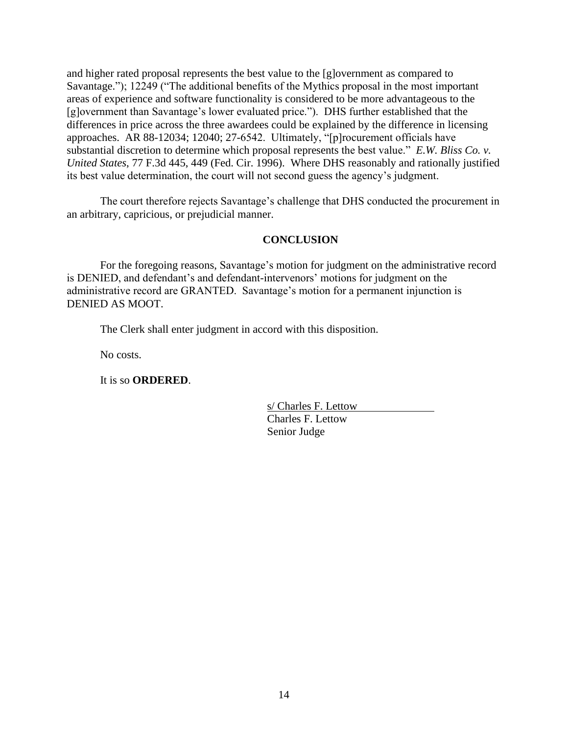and higher rated proposal represents the best value to the [g]overnment as compared to Savantage."); 12249 ("The additional benefits of the Mythics proposal in the most important areas of experience and software functionality is considered to be more advantageous to the [g]overnment than Savantage's lower evaluated price."). DHS further established that the differences in price across the three awardees could be explained by the difference in licensing approaches. AR 88-12034; 12040; 27-6542. Ultimately, "[p]rocurement officials have substantial discretion to determine which proposal represents the best value." *E.W. Bliss Co. v. United States*, 77 F.3d 445, 449 (Fed. Cir. 1996). Where DHS reasonably and rationally justified its best value determination, the court will not second guess the agency's judgment.

The court therefore rejects Savantage's challenge that DHS conducted the procurement in an arbitrary, capricious, or prejudicial manner.

**CONCLUSION**

For the foregoing reasons, Savantage's motion for judgment on the administrative record is DENIED, and defendant's and defendant-intervenors' motions for judgment on the administrative record are GRANTED. Savantage's motion for a permanent injunction is DENIED AS MOOT.

The Clerk shall enter judgment in accord with this disposition.

No costs.

It is so **ORDERED**.

s/ Charles F. Lettow
Charles F. Lettow
Senior Judge